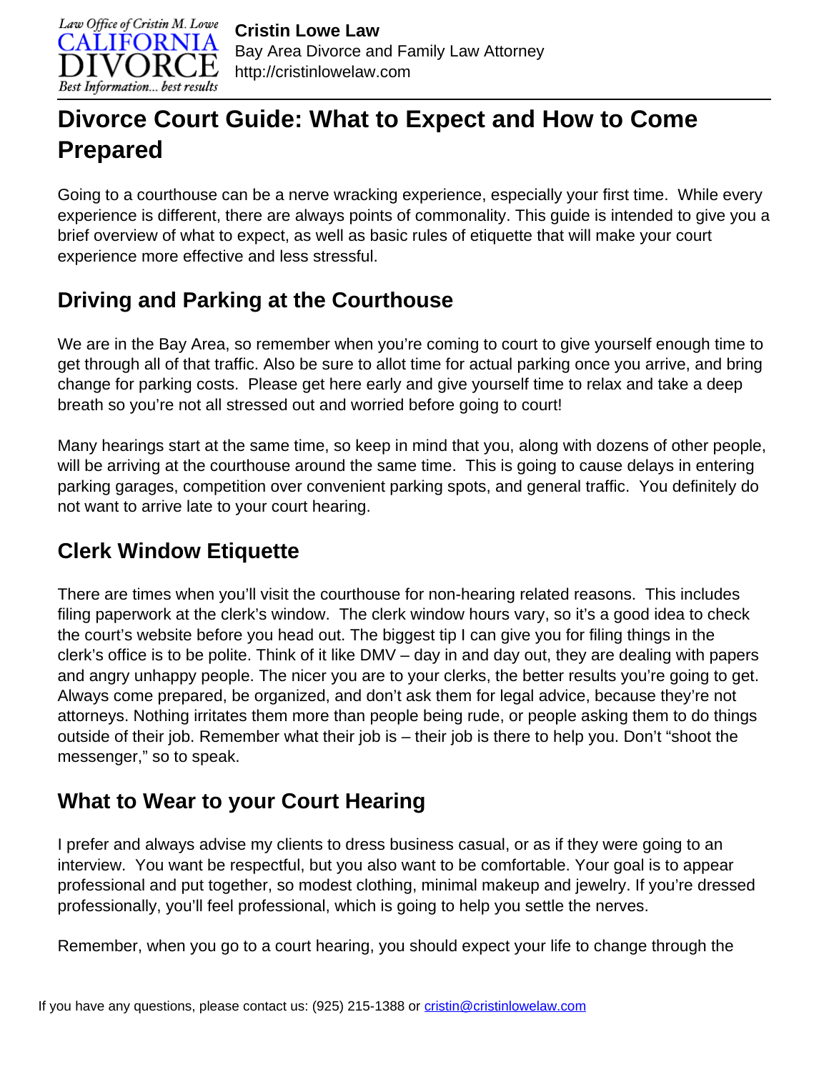**Cristin Lowe Law**
Bay Area Divorce and Family Law Attorney
http://cristinlowelaw.com

# Divorce Court Guide: What to Expect and How to Come Prepared

Going to a courthouse can be a nerve wracking experience, especially your first time. While every experience is different, there are always points of commonality. This guide is intended to give you a brief overview of what to expect, as well as basic rules of etiquette that will make your court experience more effective and less stressful.

## Driving and Parking at the Courthouse

We are in the Bay Area, so remember when you're coming to court to give yourself enough time to get through all of that traffic. Also be sure to allot time for actual parking once you arrive, and bring change for parking costs. Please get here early and give yourself time to relax and take a deep breath so you're not all stressed out and worried before going to court!

Many hearings start at the same time, so keep in mind that you, along with dozens of other people, will be arriving at the courthouse around the same time. This is going to cause delays in entering parking garages, competition over convenient parking spots, and general traffic. You definitely do not want to arrive late to your court hearing.

## Clerk Window Etiquette

There are times when you'll visit the courthouse for non-hearing related reasons. This includes filing paperwork at the clerk's window. The clerk window hours vary, so it's a good idea to check the court's website before you head out. The biggest tip I can give you for filing things in the clerk's office is to be polite. Think of it like DMV – day in and day out, they are dealing with papers and angry unhappy people. The nicer you are to your clerks, the better results you're going to get. Always come prepared, be organized, and don't ask them for legal advice, because they're not attorneys. Nothing irritates them more than people being rude, or people asking them to do things outside of their job. Remember what their job is – their job is there to help you. Don't "shoot the messenger," so to speak.

## What to Wear to your Court Hearing

I prefer and always advise my clients to dress business casual, or as if they were going to an interview. You want be respectful, but you also want to be comfortable. Your goal is to appear professional and put together, so modest clothing, minimal makeup and jewelry. If you're dressed professionally, you'll feel professional, which is going to help you settle the nerves.

Remember, when you go to a court hearing, you should expect your life to change through the

If you have any questions, please contact us: (925) 215-1388 or cristin@cristinlowelaw.com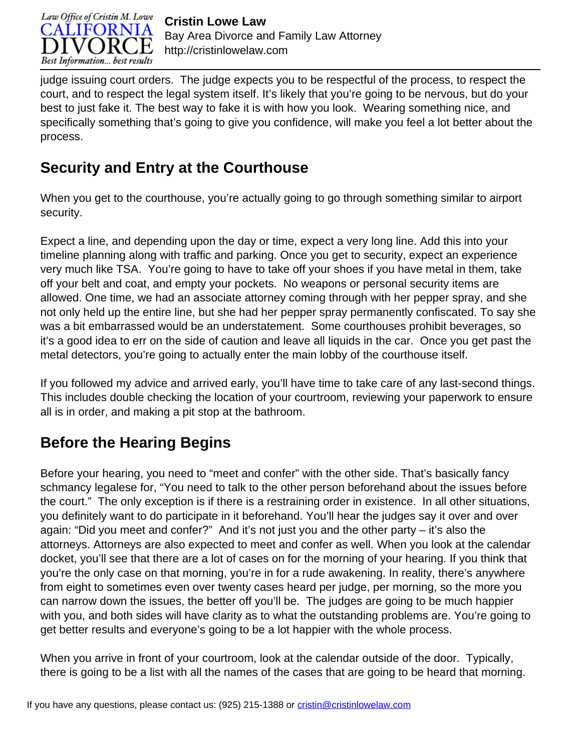judge issuing court orders.  The judge expects you to be respectful of the process, to respect the court, and to respect the legal system itself. It's likely that you're going to be nervous, but do your best to just fake it. The best way to fake it is with how you look.  Wearing something nice, and specifically something that's going to give you confidence, will make you feel a lot better about the process.

## Security and Entry at the Courthouse

When you get to the courthouse, you're actually going to go through something similar to airport security.

Expect a line, and depending upon the day or time, expect a very long line. Add this into your timeline planning along with traffic and parking. Once you get to security, expect an experience very much like TSA.  You're going to have to take off your shoes if you have metal in them, take off your belt and coat, and empty your pockets.  No weapons or personal security items are allowed. One time, we had an associate attorney coming through with her pepper spray, and she not only held up the entire line, but she had her pepper spray permanently confiscated. To say she was a bit embarrassed would be an understatement.  Some courthouses prohibit beverages, so it's a good idea to err on the side of caution and leave all liquids in the car.  Once you get past the metal detectors, you're going to actually enter the main lobby of the courthouse itself.

If you followed my advice and arrived early, you'll have time to take care of any last-second things. This includes double checking the location of your courtroom, reviewing your paperwork to ensure all is in order, and making a pit stop at the bathroom.

## Before the Hearing Begins

Before your hearing, you need to "meet and confer" with the other side. That's basically fancy schmancy legalese for, "You need to talk to the other person beforehand about the issues before the court."  The only exception is if there is a restraining order in existence.  In all other situations, you definitely want to do participate in it beforehand. You'll hear the judges say it over and over again: "Did you meet and confer?"  And it's not just you and the other party – it's also the attorneys. Attorneys are also expected to meet and confer as well. When you look at the calendar docket, you'll see that there are a lot of cases on for the morning of your hearing. If you think that you're the only case on that morning, you're in for a rude awakening. In reality, there's anywhere from eight to sometimes even over twenty cases heard per judge, per morning, so the more you can narrow down the issues, the better off you'll be.  The judges are going to be much happier with you, and both sides will have clarity as to what the outstanding problems are. You're going to get better results and everyone's going to be a lot happier with the whole process.

When you arrive in front of your courtroom, look at the calendar outside of the door.  Typically, there is going to be a list with all the names of the cases that are going to be heard that morning.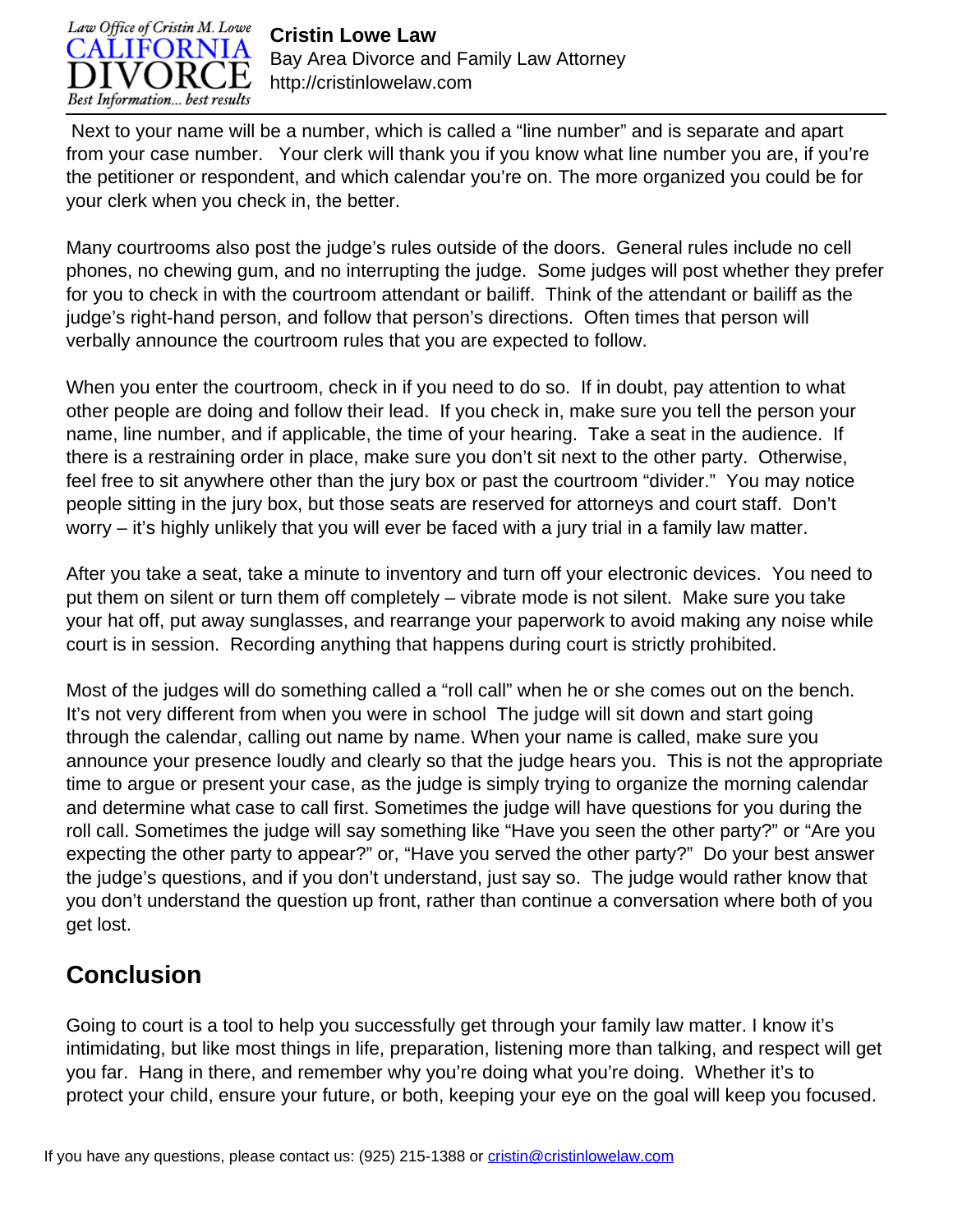Next to your name will be a number, which is called a “line number” and is separate and apart from your case number. Your clerk will thank you if you know what line number you are, if you’re the petitioner or respondent, and which calendar you’re on. The more organized you could be for your clerk when you check in, the better.

Many courtrooms also post the judge’s rules outside of the doors. General rules include no cell phones, no chewing gum, and no interrupting the judge. Some judges will post whether they prefer for you to check in with the courtroom attendant or bailiff. Think of the attendant or bailiff as the judge’s right-hand person, and follow that person’s directions. Often times that person will verbally announce the courtroom rules that you are expected to follow.

When you enter the courtroom, check in if you need to do so. If in doubt, pay attention to what other people are doing and follow their lead. If you check in, make sure you tell the person your name, line number, and if applicable, the time of your hearing. Take a seat in the audience. If there is a restraining order in place, make sure you don’t sit next to the other party. Otherwise, feel free to sit anywhere other than the jury box or past the courtroom “divider.” You may notice people sitting in the jury box, but those seats are reserved for attorneys and court staff. Don’t worry – it’s highly unlikely that you will ever be faced with a jury trial in a family law matter.

After you take a seat, take a minute to inventory and turn off your electronic devices. You need to put them on silent or turn them off completely – vibrate mode is not silent. Make sure you take your hat off, put away sunglasses, and rearrange your paperwork to avoid making any noise while court is in session. Recording anything that happens during court is strictly prohibited.

Most of the judges will do something called a “roll call” when he or she comes out on the bench. It’s not very different from when you were in school The judge will sit down and start going through the calendar, calling out name by name. When your name is called, make sure you announce your presence loudly and clearly so that the judge hears you. This is not the appropriate time to argue or present your case, as the judge is simply trying to organize the morning calendar and determine what case to call first. Sometimes the judge will have questions for you during the roll call. Sometimes the judge will say something like “Have you seen the other party?” or “Are you expecting the other party to appear?” or, “Have you served the other party?” Do your best answer the judge’s questions, and if you don’t understand, just say so. The judge would rather know that you don’t understand the question up front, rather than continue a conversation where both of you get lost.

## Conclusion

Going to court is a tool to help you successfully get through your family law matter. I know it’s intimidating, but like most things in life, preparation, listening more than talking, and respect will get you far. Hang in there, and remember why you’re doing what you’re doing. Whether it’s to protect your child, ensure your future, or both, keeping your eye on the goal will keep you focused.